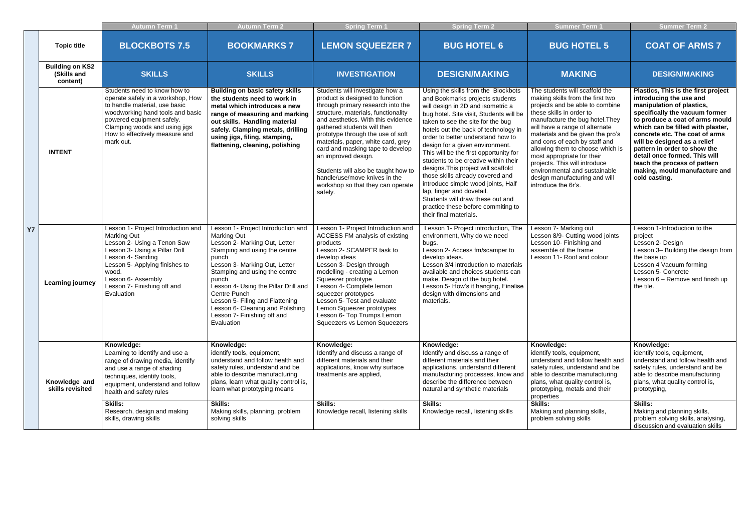| | | Autumn Term 1 | Autumn Term 2 | Spring Term 1 | Spring Term 2 | Summer Term 1 | Summer Term 2 |
|---|---|---|---|---|---|---|---|
| Y7 | **Topic title** | **BLOCKBOTS 7.5** | **BOOKMARKS 7** | **LEMON SQUEEZER 7** | **BUG HOTEL 6** | **BUG HOTEL 5** | **COAT OF ARMS 7** |
| | **Building on KS2 (Skills and content)** | **SKILLS** | **SKILLS** | **INVESTIGATION** | **DESIGN/MAKING** | **MAKING** | **DESIGN/MAKING** |
| | **INTENT** | Students need to know how to operate safely in a workshop, How to handle material, use basic woodworking hand tools and basic powered equipment safely. Clamping woods and using jigs How to effectively measure and mark out. | **Building on basic safety skills the students need to work in metal which introduces a new range of measuring and marking out skills. Handling material safely. Clamping metals, drilling using jigs, filing, stamping, flattening, cleaning, polishing** | Students will investigate how a product is designed to function through primary research into the structure, materials, functionality and aesthetics. With this evidence gathered students will then prototype through the use of soft materials, paper, white card, grey card and masking tape to develop an improved design.<br><br>Students will also be taught how to handle/use/move knives in the workshop so that they can operate safely. | Using the skills from the Blockbots and Bookmarks projects students will design in 2D and isometric a bug hotel. Site visit, Students will be taken to see the site for the bug hotels out the back of technology in order to better understand how to design for a given environment. This will be the first opportunity for students to be creative within their designs.This project will scaffold those skills already covered and introduce simple wood joints, Half lap, finger and dovetail. Students will draw these out and practice these before commiting to their final materials. | The students will scaffold the making skills from the first two projects and be able to combine these skills in order to manufacture the bug hotel.They will have a range of alternate materials and be given the pro's and cons of each by staff and allowing them to choose which is most appropriate for their projects. This will introduce environmental and sustainable design manufacturing and will introduce the 6r's. | **Plastics, This is the first project introducing the use and manipulation of plastics, specifically the vacuum former to produce a coat of arms mould which can be filled with plaster, concrete etc. The coat of arms will be designed as a relief pattern in order to show the detail once formed. This will teach the process of pattern making, mould manufacture and cold casting.** |
| | **Learning journey** | Lesson 1- Project Introduction and Marking Out<br>Lesson 2- Using a Tenon Saw<br>Lesson 3- Using a Pillar Drill<br>Lesson 4- Sanding<br>Lesson 5- Applying finishes to wood.<br>Lesson 6- Assembly<br>Lesson 7- Finishing off and Evaluation | Lesson 1- Project Introduction and Marking Out<br>Lesson 2- Marking Out, Letter Stamping and using the centre punch<br>Lesson 3- Marking Out, Letter Stamping and using the centre punch<br>Lesson 4- Using the Pillar Drill and Centre Punch<br>Lesson 5- Filing and Flattening<br>Lesson 6- Cleaning and Polishing<br>Lesson 7- Finishing off and Evaluation | Lesson 1- Project Introduction and ACCESS FM analysis of existing products<br>Lesson 2- SCAMPER task to develop ideas<br>Lesson 3- Design through modelling - creating a Lemon Squeezer prototype<br>Lesson 4- Complete lemon squeezer prototypes<br>Lesson 5- Test and evaluate Lemon Squeezer prototypes<br>Lesson 6- Top Trumps Lemon Squeezers vs Lemon Squeezers | Lesson 1- Project introduction, The environment, Why do we need bugs.<br>Lesson 2- Access fm/scamper to develop ideas.<br>Lesson 3/4 introduction to materials available and choices students can make. Design of the bug hotel.<br>Lesson 5- How's it hanging, Finalise design with dimensions and materials. | Lesson 7- Marking out<br>Lesson 8/9- Cutting wood joints<br>Lesson 10- Finishing and assemble of the frame<br>Lesson 11- Roof and colour | Lesson 1-Introduction to the project<br>Lesson 2- Design<br>Lesson 3– Building the design from the base up<br>Lesson 4 Vacuum forming<br>Lesson 5- Concrete<br>Lesson 6 – Remove and finish up the tile. |
| | **Knowledge and skills revisited** | **Knowledge:**<br>Learning to identify and use a range of drawing media, identify and use a range of shading techniques, identify tools, equipment, understand and follow health and safety rules | **Knowledge:**<br>identify tools, equipment, understand and follow health and safety rules, understand and be able to describe manufacturing plans, learn what quality control is, learn what prototyping means | **Knowledge:**<br>Identify and discuss a range of different materials and their applications, know why surface treatments are applied, | **Knowledge:**<br>Identify and discuss a range of different materials and their applications, understand different manufacturing processes, know and describe the difference between natural and synthetic materials | **Knowledge:**<br>identify tools, equipment, understand and follow health and safety rules, understand and be able to describe manufacturing plans, what quality control is, prototyping, metals and their properties | **Knowledge:**<br>identify tools, equipment, understand and follow health and safety rules, understand and be able to describe manufacturing plans, what quality control is, prototyping, |
| | | **Skills:**<br>Research, design and making skills, drawing skills | **Skills:**<br>Making skills, planning, problem solving skills | **Skills:**<br>Knowledge recall, listening skills | **Skills:**<br>Knowledge recall, listening skills | **Skills:**<br>Making and planning skills, problem solving skills | **Skills:**<br>Making and planning skills, problem solving skills, analysing, discussion and evaluation skills |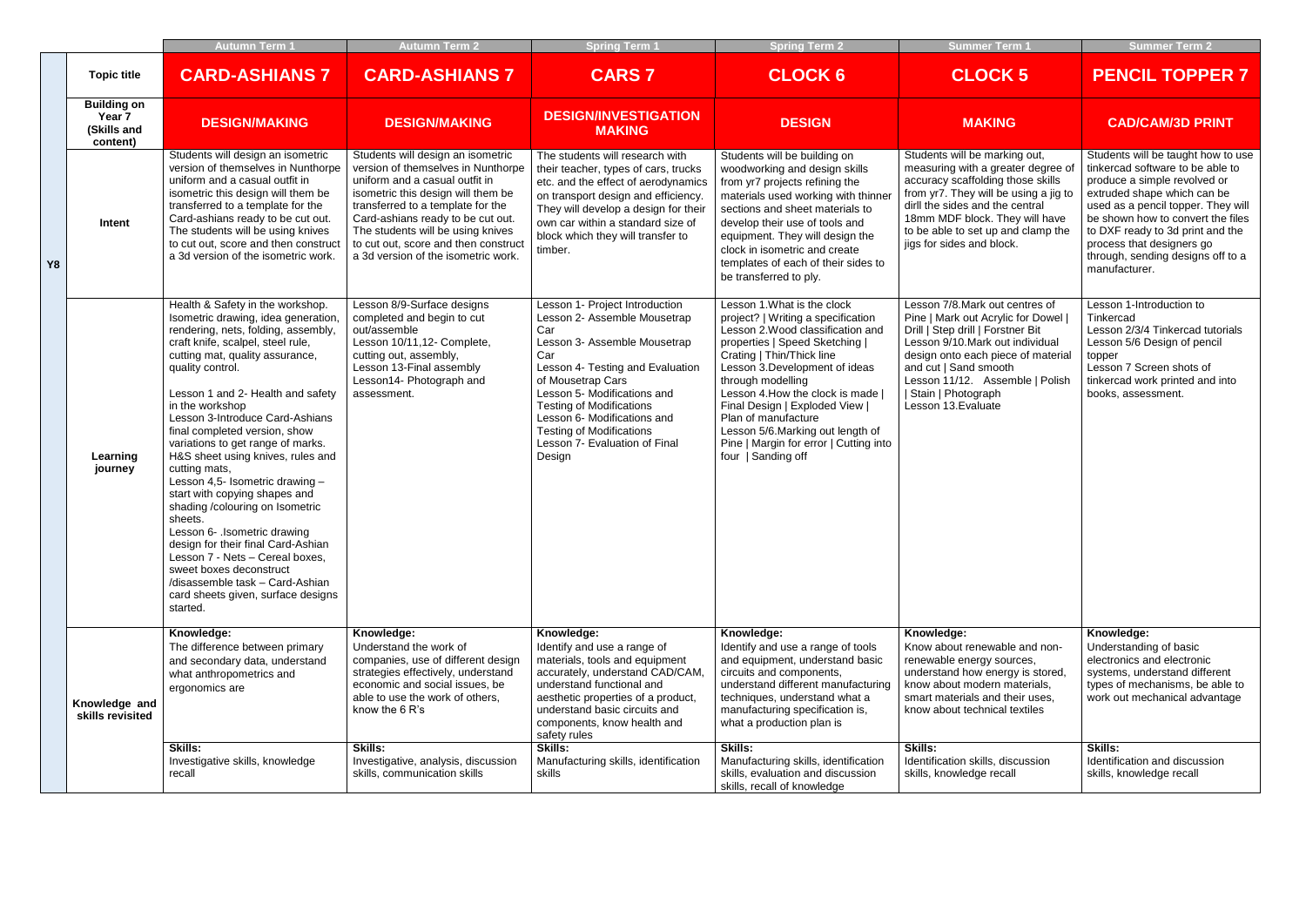| | | Autumn Term 1 | Autumn Term 2 | Spring Term 1 | Spring Term 2 | Summer Term 1 | Summer Term 2 |
|---|---|---|---|---|---|---|---|
| Y8 | **Topic title** | **CARD-ASHIANS 7** | **CARD-ASHIANS 7** | **CARS 7** | **CLOCK 6** | **CLOCK 5** | **PENCIL TOPPER 7** |
| | **Building on Year 7 (Skills and content)** | **DESIGN/MAKING** | **DESIGN/MAKING** | **DESIGN/INVESTIGATION MAKING** | **DESIGN** | **MAKING** | **CAD/CAM/3D PRINT** |
| | **Intent** | Students will design an isometric version of themselves in Nunthorpe uniform and a casual outfit in isometric this design will them be transferred to a template for the Card-ashians ready to be cut out. The students will be using knives to cut out, score and then construct a 3d version of the isometric work. | Students will design an isometric version of themselves in Nunthorpe uniform and a casual outfit in isometric this design will them be transferred to a template for the Card-ashians ready to be cut out. The students will be using knives to cut out, score and then construct a 3d version of the isometric work. | The students will research with their teacher, types of cars, trucks etc. and the effect of aerodynamics on transport design and efficiency. They will develop a design for their own car within a standard size of block which they will transfer to timber. | Students will be building on woodworking and design skills from yr7 projects refining the materials used working with thinner sections and sheet materials to develop their use of tools and equipment. They will design the clock in isometric and create templates of each of their sides to be transferred to ply. | Students will be marking out, measuring with a greater degree of accuracy scaffolding those skills from yr7. They will be using a jig to dirll the sides and the central 18mm MDF block. They will have to be able to set up and clamp the jigs for sides and block. | Students will be taught how to use tinkercad software to be able to produce a simple revolved or extruded shape which can be used as a pencil topper. They will be shown how to convert the files to DXF ready to 3d print and the process that designers go through, sending designs off to a manufacturer. |
| | **Learning journey** | Health & Safety in the workshop. Isometric drawing, idea generation, rendering, nets, folding, assembly, craft knife, scalpel, steel rule, cutting mat, quality assurance, quality control.<br><br>Lesson 1 and 2- Health and safety in the workshop<br>Lesson 3-Introduce Card-Ashians final completed version, show variations to get range of marks. H&S sheet using knives, rules and cutting mats,<br>Lesson 4,5- Isometric drawing – start with copying shapes and shading /colouring on Isometric sheets.<br>Lesson 6- .Isometric drawing design for their final Card-Ashian<br>Lesson 7 - Nets – Cereal boxes, sweet boxes deconstruct /disassemble task – Card-Ashian card sheets given, surface designs started. | Lesson 8/9-Surface designs completed and begin to cut out/assemble<br>Lesson 10/11,12- Complete, cutting out, assembly,<br>Lesson 13-Final assembly<br>Lesson14- Photograph and assessment. | Lesson 1- Project Introduction<br>Lesson 2- Assemble Mousetrap Car<br>Lesson 3- Assemble Mousetrap Car<br>Lesson 4- Testing and Evaluation of Mousetrap Cars<br>Lesson 5- Modifications and Testing of Modifications<br>Lesson 6- Modifications and Testing of Modifications<br>Lesson 7- Evaluation of Final Design | Lesson 1.What is the clock project? \| Writing a specification<br>Lesson 2.Wood classification and properties \| Speed Sketching \| Crating \| Thin/Thick line<br>Lesson 3.Development of ideas through modelling<br>Lesson 4.How the clock is made \| Final Design \| Exploded View \| Plan of manufacture<br>Lesson 5/6.Marking out length of Pine \| Margin for error \| Cutting into four \| Sanding off | Lesson 7/8.Mark out centres of Pine \| Mark out Acrylic for Dowel \| Drill \| Step drill \| Forstner Bit<br>Lesson 9/10.Mark out individual design onto each piece of material and cut \| Sand smooth<br>Lesson 11/12. Assemble \| Polish \| Stain \| Photograph<br>Lesson 13.Evaluate | Lesson 1-Introduction to Tinkercad<br>Lesson 2/3/4 Tinkercad tutorials<br>Lesson 5/6 Design of pencil topper<br>Lesson 7 Screen shots of tinkercad work printed and into books, assessment. |
| | **Knowledge and skills revisited** | **Knowledge:**<br>The difference between primary and secondary data, understand what anthropometrics and ergonomics are | **Knowledge:**<br>Understand the work of companies, use of different design strategies effectively, understand economic and social issues, be able to use the work of others, know the 6 R's | **Knowledge:**<br>Identify and use a range of materials, tools and equipment accurately, understand CAD/CAM, understand functional and aesthetic properties of a product, understand basic circuits and components, know health and safety rules | **Knowledge:**<br>Identify and use a range of tools and equipment, understand basic circuits and components, understand different manufacturing techniques, understand what a manufacturing specification is, what a production plan is | **Knowledge:**<br>Know about renewable and non-renewable energy sources, understand how energy is stored, know about modern materials, smart materials and their uses, know about technical textiles | **Knowledge:**<br>Understanding of basic electronics and electronic systems, understand different types of mechanisms, be able to work out mechanical advantage |
| | | **Skills:**<br>Investigative skills, knowledge recall | **Skills:**<br>Investigative, analysis, discussion skills, communication skills | **Skills:**<br>Manufacturing skills, identification skills | **Skills:**<br>Manufacturing skills, identification skills, evaluation and discussion skills, recall of knowledge | **Skills:**<br>Identification skills, discussion skills, knowledge recall | **Skills:**<br>Identification and discussion skills, knowledge recall |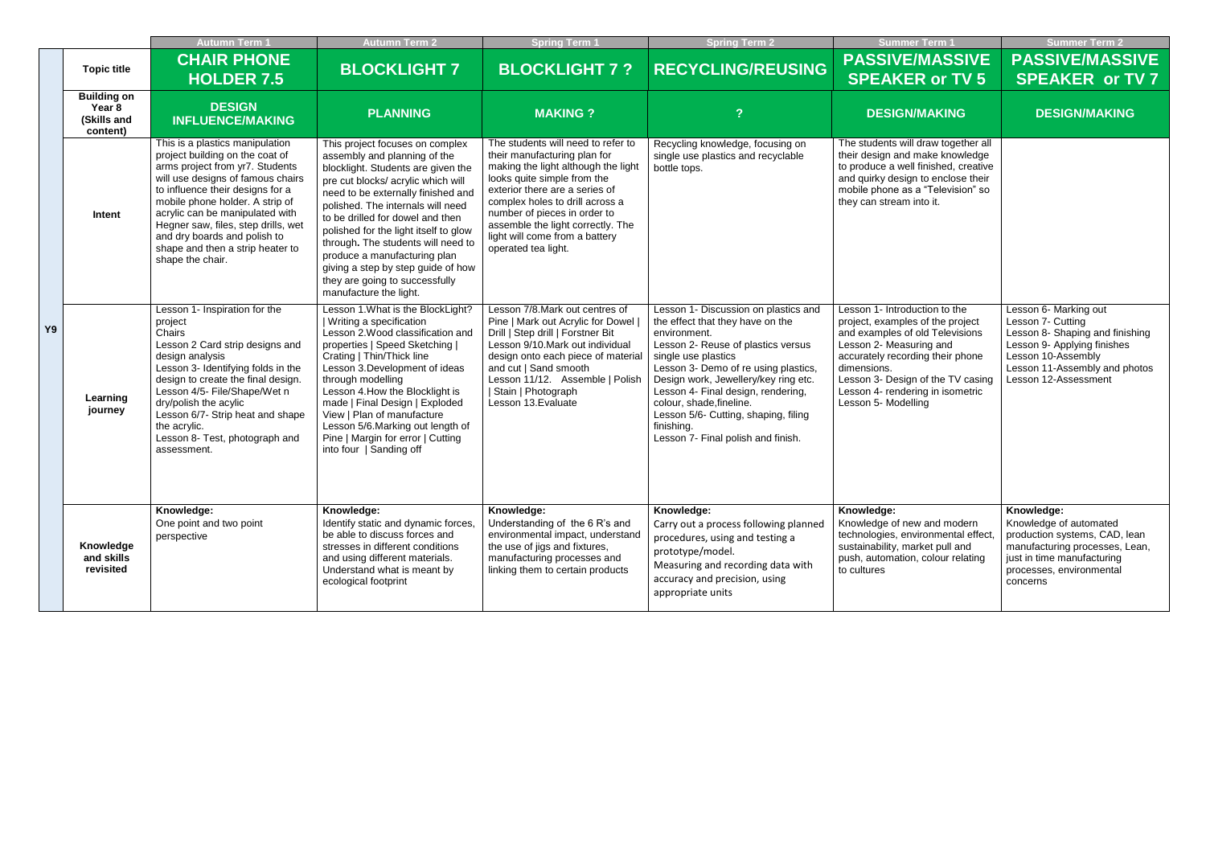| | | Autumn Term 1 | Autumn Term 2 | Spring Term 1 | Spring Term 2 | Summer Term 1 | Summer Term 2 |
|---|---|---|---|---|---|---|---|
| Y9 | **Topic title** | **CHAIR PHONE HOLDER 7.5** | **BLOCKLIGHT 7** | **BLOCKLIGHT 7 ?** | **RECYCLING/REUSING** | **PASSIVE/MASSIVE SPEAKER or TV 5** | **PASSIVE/MASSIVE SPEAKER or TV 7** |
| | **Building on Year 8 (Skills and content)** | **DESIGN INFLUENCE/MAKING** | **PLANNING** | **MAKING ?** | **?** | **DESIGN/MAKING** | **DESIGN/MAKING** |
| | **Intent** | This is a plastics manipulation project building on the coat of arms project from yr7. Students will use designs of famous chairs to influence their designs for a mobile phone holder. A strip of acrylic can be manipulated with Hegner saw, files, step drills, wet and dry boards and polish to shape and then a strip heater to shape the chair. | This project focuses on complex assembly and planning of the blocklight. Students are given the pre cut blocks/ acrylic which will need to be externally finished and polished. The internals will need to be drilled for dowel and then polished for the light itself to glow through**.** The students will need to produce a manufacturing plan giving a step by step guide of how they are going to successfully manufacture the light. | The students will need to refer to their manufacturing plan for making the light although the light looks quite simple from the exterior there are a series of complex holes to drill across a number of pieces in order to assemble the light correctly. The light will come from a battery operated tea light. | Recycling knowledge, focusing on single use plastics and recyclable bottle tops. | The students will draw together all their design and make knowledge to produce a well finished, creative and quirky design to enclose their mobile phone as a "Television" so they can stream into it. | |
| | **Learning journey** | Lesson 1- Inspiration for the project<br>Chairs<br>Lesson 2 Card strip designs and design analysis<br>Lesson 3- Identifying folds in the design to create the final design.<br>Lesson 4/5- File/Shape/Wet n dry/polish the acylic<br>Lesson 6/7- Strip heat and shape the acrylic.<br>Lesson 8- Test, photograph and assessment. | Lesson 1.What is the BlockLight? \| Writing a specification<br>Lesson 2.Wood classification and properties \| Speed Sketching \| Crating \| Thin/Thick line<br>Lesson 3.Development of ideas through modelling<br>Lesson 4.How the Blocklight is made \| Final Design \| Exploded View \| Plan of manufacture<br>Lesson 5/6.Marking out length of Pine \| Margin for error \| Cutting into four \| Sanding off | Lesson 7/8.Mark out centres of Pine \| Mark out Acrylic for Dowel \| Drill \| Step drill \| Forstner Bit<br>Lesson 9/10.Mark out individual design onto each piece of material and cut \| Sand smooth<br>Lesson 11/12. Assemble \| Polish \| Stain \| Photograph<br>Lesson 13.Evaluate | Lesson 1- Discussion on plastics and the effect that they have on the environment.<br>Lesson 2- Reuse of plastics versus single use plastics<br>Lesson 3- Demo of re using plastics, Design work, Jewellery/key ring etc.<br>Lesson 4- Final design, rendering, colour, shade,fineline.<br>Lesson 5/6- Cutting, shaping, filing finishing.<br>Lesson 7- Final polish and finish. | Lesson 1- Introduction to the project, examples of the project and examples of old Televisions<br>Lesson 2- Measuring and accurately recording their phone dimensions.<br>Lesson 3- Design of the TV casing<br>Lesson 4- rendering in isometric<br>Lesson 5- Modelling | Lesson 6- Marking out<br>Lesson 7- Cutting<br>Lesson 8- Shaping and finishing<br>Lesson 9- Applying finishes<br>Lesson 10-Assembly<br>Lesson 11-Assembly and photos<br>Lesson 12-Assessment |
| | **Knowledge and skills revisited** | **Knowledge:**<br>One point and two point perspective | **Knowledge:**<br>Identify static and dynamic forces, be able to discuss forces and stresses in different conditions and using different materials. Understand what is meant by ecological footprint | **Knowledge:**<br>Understanding of the 6 R's and environmental impact, understand the use of jigs and fixtures, manufacturing processes and linking them to certain products | **Knowledge:**<br>Carry out a process following planned procedures, using and testing a prototype/model.<br>Measuring and recording data with accuracy and precision, using appropriate units | **Knowledge:**<br>Knowledge of new and modern technologies, environmental effect, sustainability, market pull and push, automation, colour relating to cultures | **Knowledge:**<br>Knowledge of automated production systems, CAD, lean manufacturing processes, Lean, just in time manufacturing processes, environmental concerns |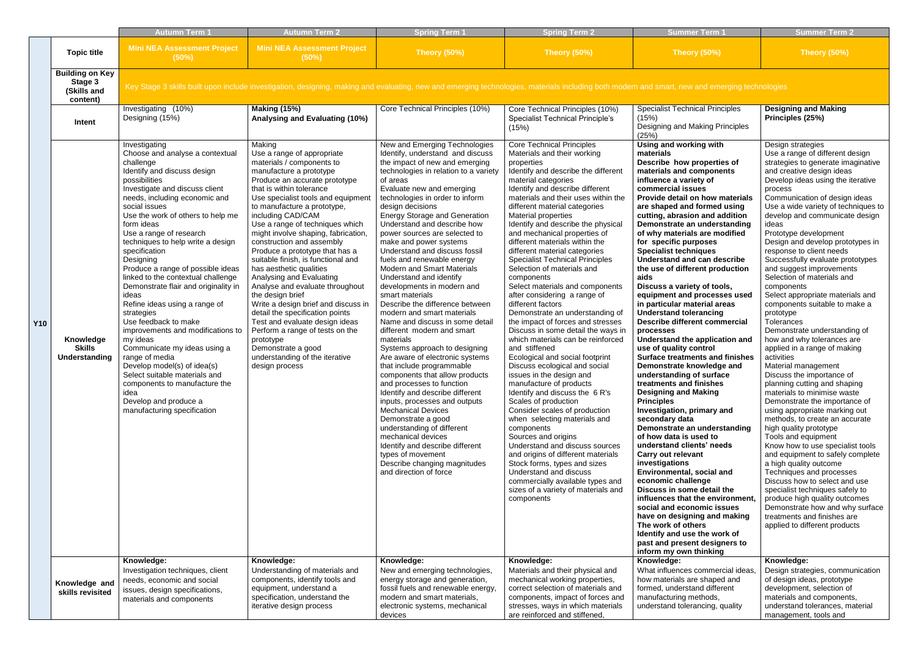| | | Autumn Term 1 | Autumn Term 2 | Spring Term 1 | Spring Term 2 | Summer Term 1 | Summer Term 2 |
|---|---|---|---|---|---|---|---|
| Y10 | **Topic title** | **Mini NEA Assessment Project (50%)** | **Mini NEA Assessment Project (50%)** | **Theory (50%)** | **Theory (50%)** | **Theory (50%)** | **Theory (50%)** |
| | **Building on Key Stage 3 (Skills and content)** | Key Stage 3 skills built upon include investigation, designing, making and evaluating, new and emerging technologies, materials including both modern and smart, new and emerging technologies | | | | | |
| | **Intent** | Investigating (10%)<br>Designing (15%) | **Making (15%)**<br>**Analysing and Evaluating (10%)** | Core Technical Principles (10%) | Core Technical Principles (10%)<br>Specialist Technical Principle's (15%) | Specialist Technical Principles (15%)<br>Designing and Making Principles (25%) | **Designing and Making Principles (25%)** |
| | **Knowledge Skills Understanding** | Investigating<br>Choose and analyse a contextual challenge<br>Identify and discuss design possibilities<br>Investigate and discuss client needs, including economic and social issues<br>Use the work of others to help me form ideas<br>Use a range of research techniques to help write a design specification<br>Designing<br>Produce a range of possible ideas linked to the contextual challenge<br>Demonstrate flair and originality in ideas<br>Refine ideas using a range of strategies<br>Use feedback to make improvements and modifications to my ideas<br>Communicate my ideas using a range of media<br>Develop model(s) of idea(s)<br>Select suitable materials and components to manufacture the idea<br>Develop and produce a manufacturing specification | Making<br>Use a range of appropriate materials / components to manufacture a prototype<br>Produce an accurate prototype that is within tolerance<br>Use specialist tools and equipment to manufacture a prototype, including CAD/CAM<br>Use a range of techniques which might involve shaping, fabrication, construction and assembly<br>Produce a prototype that has a suitable finish, is functional and has aesthetic qualities<br>Analysing and Evaluating<br>Analyse and evaluate throughout the design brief<br>Write a design brief and discuss in detail the specification points<br>Test and evaluate design ideas<br>Perform a range of tests on the prototype<br>Demonstrate a good understanding of the iterative design process | New and Emerging Technologies<br>Identify, understand and discuss the impact of new and emerging technologies in relation to a variety of areas<br>Evaluate new and emerging technologies in order to inform design decisions<br>Energy Storage and Generation<br>Understand and describe how power sources are selected to make and power systems<br>Understand and discuss fossil fuels and renewable energy<br>Modern and Smart Materials<br>Understand and identify developments in modern and smart materials<br>Describe the difference between modern and smart materials<br>Name and discuss in some detail different modern and smart materials<br>Systems approach to designing<br>Are aware of electronic systems that include programmable components that allow products and processes to function<br>Identify and describe different inputs, processes and outputs<br>Mechanical Devices<br>Demonstrate a good understanding of different mechanical devices<br>Identify and describe different types of movement<br>Describe changing magnitudes and direction of force | Core Technical Principles<br>Materials and their working properties<br>Identify and describe the different material categories<br>Identify and describe different materials and their uses within the different material categories<br>Material properties<br>Identify and describe the physical and mechanical properties of different materials within the different material categories<br>Specialist Technical Principles<br>Selection of materials and components<br>Select materials and components after considering a range of different factors<br>Demonstrate an understanding of the impact of forces and stresses<br>Discuss in some detail the ways in which materials can be reinforced and stiffened<br>Ecological and social footprint<br>Discuss ecological and social issues in the design and manufacture of products<br>Identify and discuss the 6 R's<br>Scales of production<br>Consider scales of production when selecting materials and components<br>Sources and origins<br>Understand and discuss sources and origins of different materials<br>Stock forms, types and sizes<br>Understand and discuss commercially available types and sizes of a variety of materials and components | **Using and working with materials**<br>**Describe how properties of materials and components influence a variety of commercial issues**<br>**Provide detail on how materials are shaped and formed using cutting, abrasion and addition**<br>**Demonstrate an understanding of why materials are modified for specific purposes**<br>**Specialist techniques**<br>**Understand and can describe the use of different production aids**<br>**Discuss a variety of tools, equipment and processes used in particular material areas**<br>**Understand tolerancing**<br>**Describe different commercial processes**<br>**Understand the application and use of quality control**<br>**Surface treatments and finishes**<br>**Demonstrate knowledge and understanding of surface treatments and finishes**<br>**Designing and Making Principles**<br>**Investigation, primary and secondary data**<br>**Demonstrate an understanding of how data is used to understand clients' needs**<br>**Carry out relevant investigations**<br>**Environmental, social and economic challenge**<br>**Discuss in some detail the influences that the environment, social and economic issues have on designing and making**<br>**The work of others**<br>**Identify and use the work of past and present designers to inform my own thinking** | Design strategies<br>Use a range of different design strategies to generate imaginative and creative design ideas<br>Develop ideas using the iterative process<br>Communication of design ideas<br>Use a wide variety of techniques to develop and communicate design ideas<br>Prototype development<br>Design and develop prototypes in response to client needs<br>Successfully evaluate prototypes and suggest improvements<br>Selection of materials and components<br>Select appropriate materials and components suitable to make a prototype<br>Tolerances<br>Demonstrate understanding of how and why tolerances are applied in a range of making activities<br>Material management<br>Discuss the importance of planning cutting and shaping materials to minimise waste<br>Demonstrate the importance of using appropriate marking out methods, to create an accurate high quality prototype<br>Tools and equipment<br>Know how to use specialist tools and equipment to safely complete a high quality outcome<br>Techniques and processes<br>Discuss how to select and use specialist techniques safely to produce high quality outcomes<br>Demonstrate how and why surface treatments and finishes are applied to different products |
| | **Knowledge and skills revisited** | **Knowledge:**<br>Investigation techniques, client needs, economic and social issues, design specifications, materials and components | **Knowledge:**<br>Understanding of materials and components, identify tools and equipment, understand a specification, understand the iterative design process | **Knowledge:**<br>New and emerging technologies, energy storage and generation, fossil fuels and renewable energy, modern and smart materials, electronic systems, mechanical devices | **Knowledge:**<br>Materials and their physical and mechanical working properties, correct selection of materials and components, impact of forces and stresses, ways in which materials are reinforced and stiffened, | **Knowledge:**<br>What influences commercial ideas, how materials are shaped and formed, understand different manufacturing methods, understand tolerancing, quality | **Knowledge:**<br>Design strategies, communication of design ideas, prototype development, selection of materials and components, understand tolerances, material management, tools and |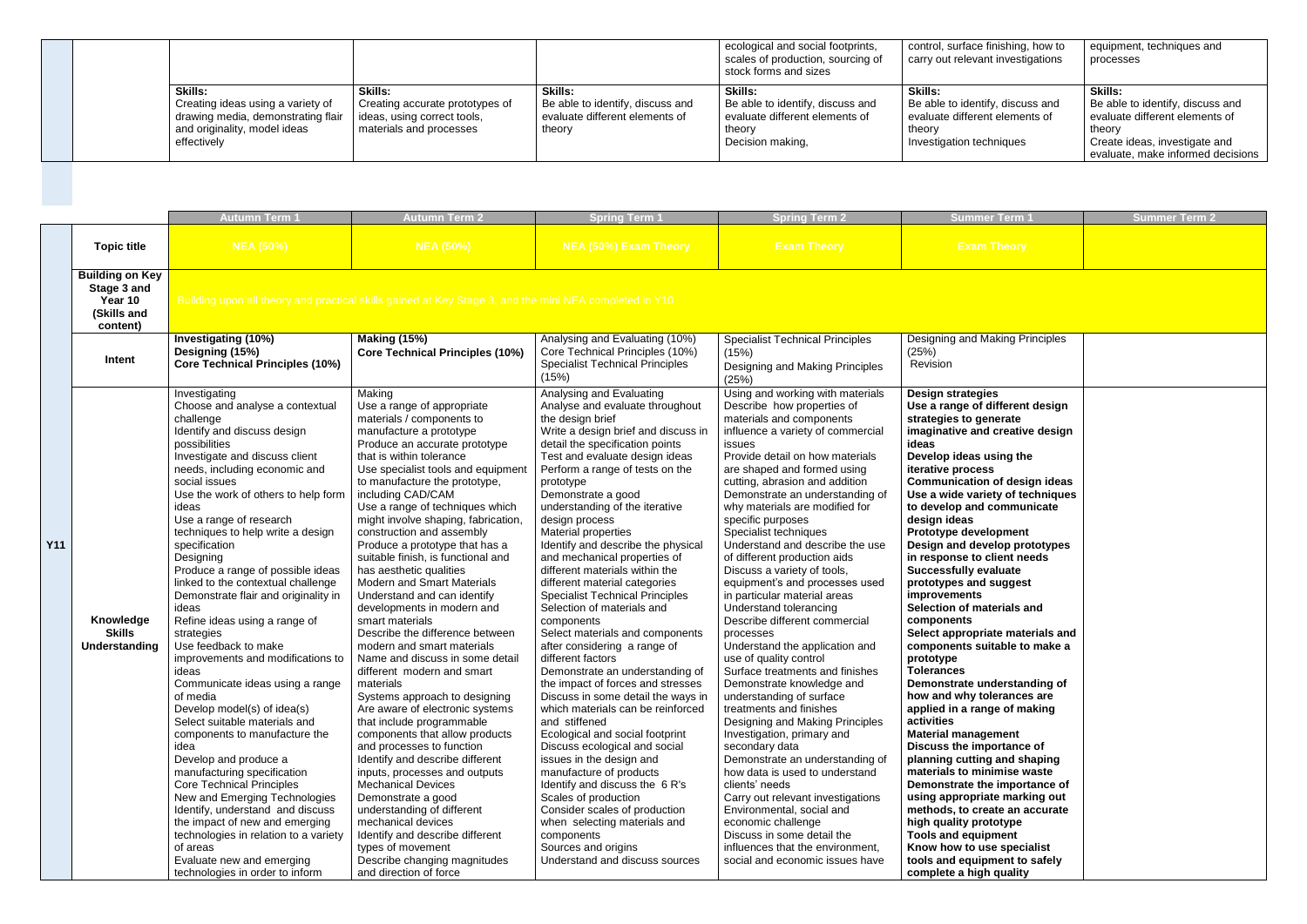| | | | | | | | |
|---|---|---|---|---|---|---|---|
| | | | | | ecological and social footprints, scales of production, sourcing of stock forms and sizes | control, surface finishing, how to carry out relevant investigations | equipment, techniques and processes |
| | | **Skills:**<br>Creating ideas using a variety of drawing media, demonstrating flair and originality, model ideas effectively | **Skills:**<br>Creating accurate prototypes of ideas, using correct tools, materials and processes | **Skills:**<br>Be able to identify, discuss and evaluate different elements of theory | **Skills:**<br>Be able to identify, discuss and evaluate different elements of theory<br>Decision making, | **Skills:**<br>Be able to identify, discuss and evaluate different elements of theory<br>Investigation techniques | **Skills:**<br>Be able to identify, discuss and evaluate different elements of theory<br>Create ideas, investigate and evaluate, make informed decisions |

| | | Autumn Term 1 | Autumn Term 2 | Spring Term 1 | Spring Term 2 | Summer Term 1 | Summer Term 2 |
|---|---|---|---|---|---|---|---|
| **Y11** | **Topic title** | NEA (50%) | NEA (50%) | NEA (50%) Exam Theory | Exam Theory | Exam Theory | |
| | **Building on Key Stage 3 and Year 10 (Skills and content)** | Building upon all theory and practical skills gained at Key Stage 3, and the mini NEA completed in Y10 | | | | | |
| | **Intent** | **Investigating (10%)**<br>**Designing (15%)**<br>**Core Technical Principles (10%)** | **Making (15%)**<br>**Core Technical Principles (10%)** | Analysing and Evaluating (10%)<br>Core Technical Principles (10%)<br>Specialist Technical Principles (15%) | Specialist Technical Principles (15%)<br>Designing and Making Principles (25%) | Designing and Making Principles (25%)<br>Revision | |
| | **Knowledge Skills Understanding** | Investigating<br>Choose and analyse a contextual challenge<br>Identify and discuss design possibilities<br>Investigate and discuss client needs, including economic and social issues<br>Use the work of others to help form ideas<br>Use a range of research techniques to help write a design specification<br>Designing<br>Produce a range of possible ideas linked to the contextual challenge<br>Demonstrate flair and originality in ideas<br>Refine ideas using a range of strategies<br>Use feedback to make improvements and modifications to ideas<br>Communicate ideas using a range of media<br>Develop model(s) of idea(s)<br>Select suitable materials and components to manufacture the idea<br>Develop and produce a manufacturing specification<br>Core Technical Principles<br>New and Emerging Technologies<br>Identify, understand and discuss the impact of new and emerging technologies in relation to a variety of areas<br>Evaluate new and emerging technologies in order to inform | Making<br>Use a range of appropriate materials / components to manufacture a prototype<br>Produce an accurate prototype that is within tolerance<br>Use specialist tools and equipment to manufacture the prototype, including CAD/CAM<br>Use a range of techniques which might involve shaping, fabrication, construction and assembly<br>Produce a prototype that has a suitable finish, is functional and has aesthetic qualities<br>Modern and Smart Materials<br>Understand and can identify developments in modern and smart materials<br>Describe the difference between modern and smart materials<br>Name and discuss in some detail different modern and smart materials<br>Systems approach to designing<br>Are aware of electronic systems that include programmable components that allow products and processes to function<br>Identify and describe different inputs, processes and outputs<br>Mechanical Devices<br>Demonstrate a good understanding of different mechanical devices<br>Identify and describe different types of movement<br>Describe changing magnitudes and direction of force | Analysing and Evaluating<br>Analyse and evaluate throughout the design brief<br>Write a design brief and discuss in detail the specification points<br>Test and evaluate design ideas<br>Perform a range of tests on the prototype<br>Demonstrate a good understanding of the iterative design process<br>Material properties<br>Identify and describe the physical and mechanical properties of different materials within the different material categories<br>Specialist Technical Principles<br>Selection of materials and components<br>Select materials and components after considering a range of different factors<br>Demonstrate an understanding of the impact of forces and stresses<br>Discuss in some detail the ways in which materials can be reinforced and stiffened<br>Ecological and social footprint<br>Discuss ecological and social issues in the design and manufacture of products<br>Identify and discuss the 6 R's<br>Scales of production<br>Consider scales of production when selecting materials and components<br>Sources and origins<br>Understand and discuss sources | Using and working with materials<br>Describe how properties of materials and components influence a variety of commercial issues<br>Provide detail on how materials are shaped and formed using cutting, abrasion and addition<br>Demonstrate an understanding of why materials are modified for specific purposes<br>Specialist techniques<br>Understand and describe the use of different production aids<br>Discuss a variety of tools, equipment's and processes used in particular material areas<br>Understand tolerancing<br>Describe different commercial processes<br>Understand the application and use of quality control<br>Surface treatments and finishes<br>Demonstrate knowledge and understanding of surface treatments and finishes<br>Designing and Making Principles<br>Investigation, primary and secondary data<br>Demonstrate an understanding of how data is used to understand clients' needs<br>Carry out relevant investigations<br>Environmental, social and economic challenge<br>Discuss in some detail the influences that the environment, social and economic issues have | **Design strategies**<br>**Use a range of different design strategies to generate imaginative and creative design ideas**<br>**Develop ideas using the iterative process**<br>**Communication of design ideas**<br>**Use a wide variety of techniques to develop and communicate design ideas**<br>**Prototype development**<br>**Design and develop prototypes in response to client needs**<br>**Successfully evaluate prototypes and suggest improvements**<br>**Selection of materials and components**<br>**Select appropriate materials and components suitable to make a prototype**<br>**Tolerances**<br>**Demonstrate understanding of how and why tolerances are applied in a range of making activities**<br>**Material management**<br>**Discuss the importance of planning cutting and shaping materials to minimise waste**<br>**Demonstrate the importance of using appropriate marking out methods, to create an accurate high quality prototype**<br>**Tools and equipment**<br>**Know how to use specialist tools and equipment to safely complete a high quality** | |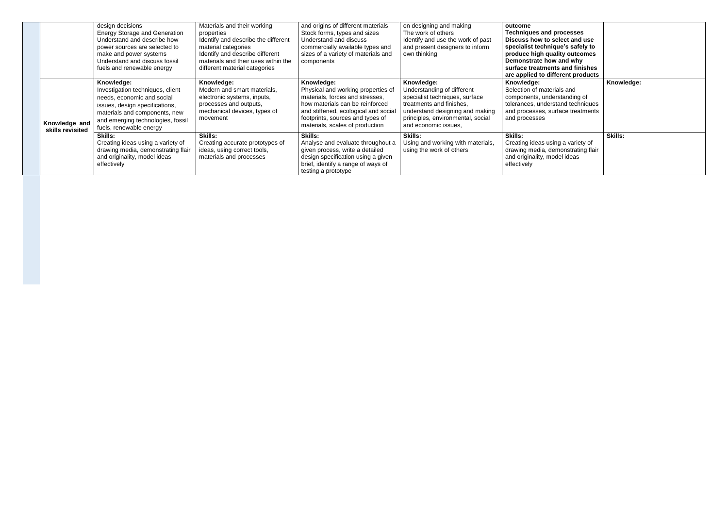| | | | | | | | |
|---|---|---|---|---|---|---|---|
| | | design decisions<br>Energy Storage and Generation<br>Understand and describe how power sources are selected to make and power systems<br>Understand and discuss fossil fuels and renewable energy | Materials and their working properties<br>Identify and describe the different material categories<br>Identify and describe different materials and their uses within the different material categories | and origins of different materials<br>Stock forms, types and sizes<br>Understand and discuss commercially available types and sizes of a variety of materials and components | on designing and making<br>The work of others<br>Identify and use the work of past and present designers to inform own thinking | **outcome**<br>**Techniques and processes**<br>**Discuss how to select and use specialist technique's safely to produce high quality outcomes**<br>**Demonstrate how and why surface treatments and finishes are applied to different products** | |
| | **Knowledge and skills revisited** | **Knowledge:**<br>Investigation techniques, client needs, economic and social issues, design specifications, materials and components, new and emerging technologies, fossil fuels, renewable energy | **Knowledge:**<br>Modern and smart materials, electronic systems, inputs, processes and outputs, mechanical devices, types of movement | **Knowledge:**<br>Physical and working properties of materials, forces and stresses, how materials can be reinforced and stiffened, ecological and social footprints, sources and types of materials, scales of production | **Knowledge:**<br>Understanding of different specialist techniques, surface treatments and finishes, understand designing and making principles, environmental, social and economic issues, | **Knowledge:**<br>Selection of materials and components, understanding of tolerances, understand techniques and processes, surface treatments and processes | **Knowledge:** |
| | | **Skills:**<br>Creating ideas using a variety of drawing media, demonstrating flair and originality, model ideas effectively | **Skills:**<br>Creating accurate prototypes of ideas, using correct tools, materials and processes | **Skills:**<br>Analyse and evaluate throughout a given process, write a detailed design specification using a given brief, identify a range of ways of testing a prototype | **Skills:**<br>Using and working with materials, using the work of others | **Skills:**<br>Creating ideas using a variety of drawing media, demonstrating flair and originality, model ideas effectively | **Skills:** |